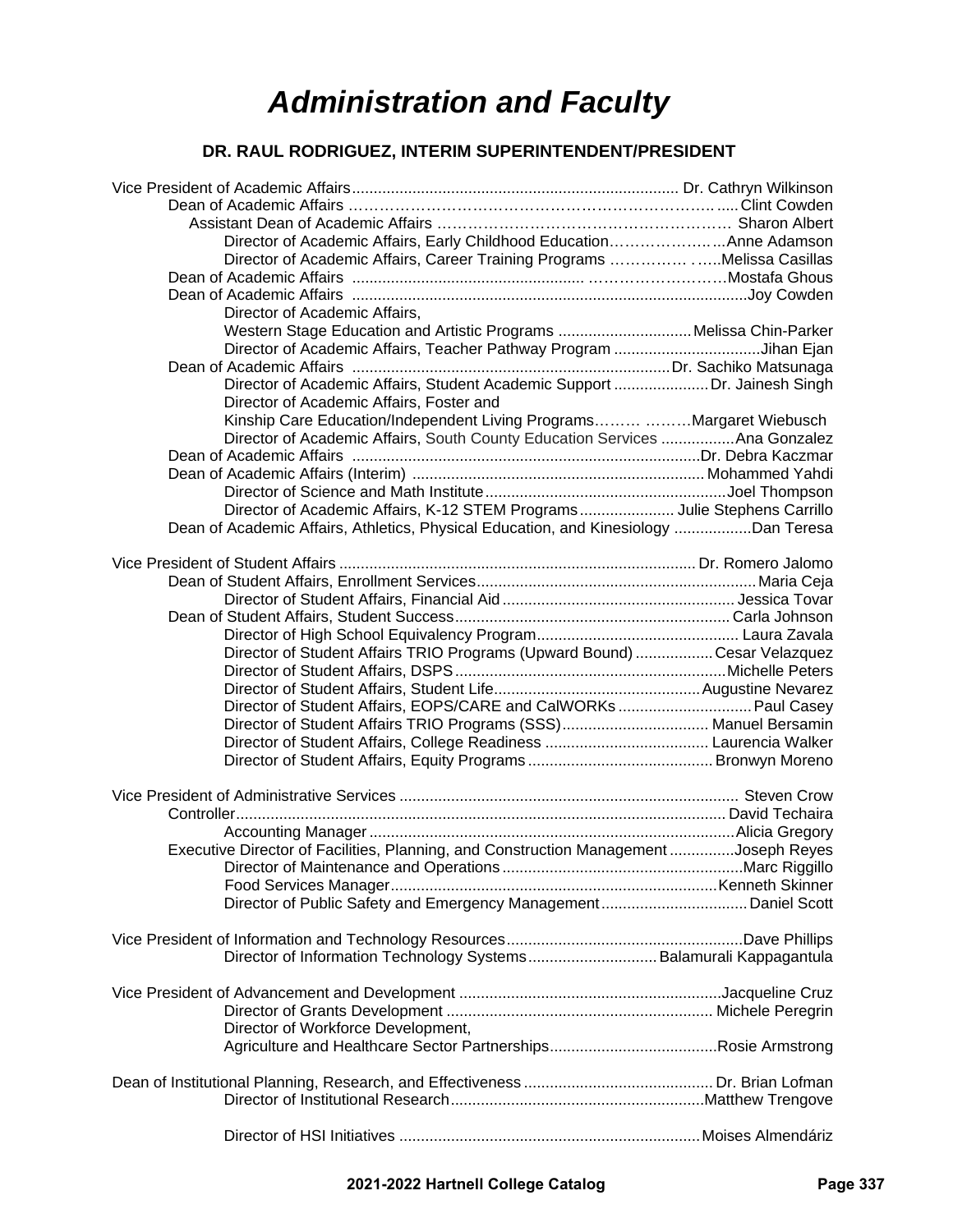# *Administration and Faculty*

## DR. RAUL RODRIGUEZ, INTERIM SUPERINTENDENT/PRESIDENT

Vice President of Academic Affairs ........................................................................... Dr. Cathryn Wilkinson
Dean of Academic Affairs ……………………………………………………………......Clint Cowden
Assistant Dean of Academic Affairs ………………………………………………… Sharon Albert
Director of Academic Affairs, Early Childhood Education……………….....Anne Adamson
Director of Academic Affairs, Career Training Programs ……………. …..Melissa Casillas
Dean of Academic Affairs ..................................................... ……………………Mostafa Ghous
Dean of Academic Affairs ..........................................................................................Joy Cowden
Director of Academic Affairs,
Western Stage Education and Artistic Programs ...............................Melissa Chin-Parker
Director of Academic Affairs, Teacher Pathway Program ..................................Jihan Ejan
Dean of Academic Affairs .........................................................................Dr. Sachiko Matsunaga
Director of Academic Affairs, Student Academic Support ......................Dr. Jainesh Singh
Director of Academic Affairs, Foster and
Kinship Care Education/Independent Living Programs……… ………Margaret Wiebusch
Director of Academic Affairs, South County Education Services .................Ana Gonzalez
Dean of Academic Affairs ................................................................................Dr. Debra Kaczmar
Dean of Academic Affairs (Interim) ...................................................................Mohammed Yahdi
Director of Science and Math Institute........................................................Joel Thompson
Director of Academic Affairs, K-12 STEM Programs...................... Julie Stephens Carrillo
Dean of Academic Affairs, Athletics, Physical Education, and Kinesiology .................Dan Teresa

Vice President of Student Affairs ................................................................................Dr. Romero Jalomo
Dean of Student Affairs, Enrollment Services.................................................................Maria Ceja
Director of Student Affairs, Financial Aid......................................................Jessica Tovar
Dean of Student Affairs, Student Success...............................................................Carla Johnson
Director of High School Equivalency Program.............................................. Laura Zavala
Director of Student Affairs TRIO Programs (Upward Bound) ..................Cesar Velazquez
Director of Student Affairs, DSPS...............................................................Michelle Peters
Director of Student Affairs, Student Life................................................Augustine Nevarez
Director of Student Affairs, EOPS/CARE and CalWORKs ...............................Paul Casey
Director of Student Affairs TRIO Programs (SSS).................................. Manuel Bersamin
Director of Student Affairs, College Readiness ...................................... Laurencia Walker
Director of Student Affairs, Equity Programs...........................................Bronwyn Moreno

Vice President of Administrative Services ............................................................................ Steven Crow
Controller..................................................................................................................David Techaira
Accounting Manager .....................................................................................Alicia Gregory
Executive Director of Facilities, Planning, and Construction Management ...............Joseph Reyes
Director of Maintenance and Operations.......................................................Marc Riggillo
Food Services Manager...........................................................................Kenneth Skinner
Director of Public Safety and Emergency Management.................................Daniel Scott

Vice President of Information and Technology Resources.......................................................Dave Phillips
Director of Information Technology Systems.............................Balamurali Kappagantula

Vice President of Advancement and Development ............................................................Jacqueline Cruz
Director of Grants Development ............................................................. Michele Peregrin
Director of Workforce Development,
Agriculture and Healthcare Sector Partnerships......................................Rosie Armstrong

Dean of Institutional Planning, Research, and Effectiveness ........................................... Dr. Brian Lofman
Director of Institutional Research..........................................................Matthew Trengove

Director of HSI Initiatives .....................................................................Moises Almendáriz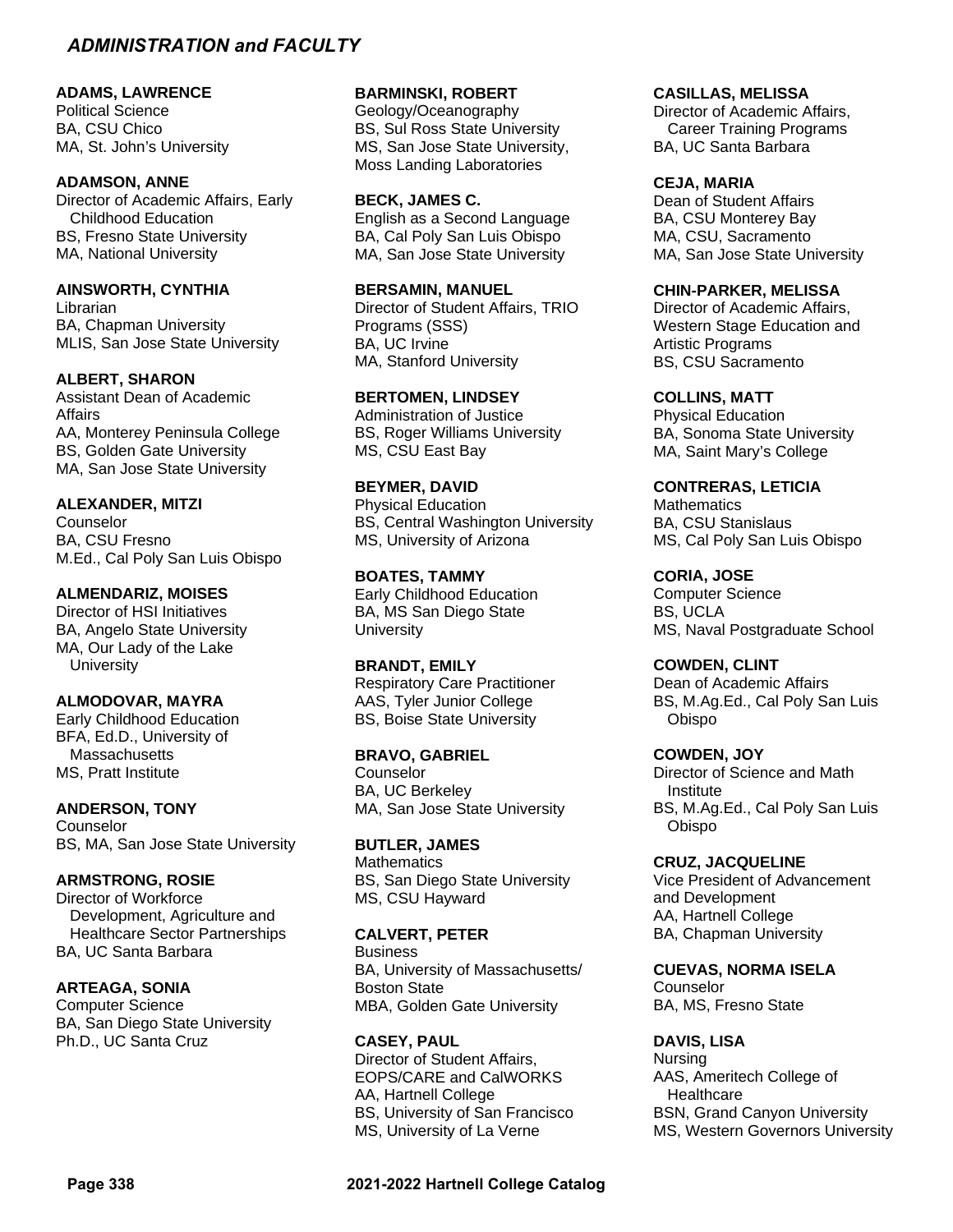# ADMINISTRATION and FACULTY

**ADAMS, LAWRENCE**
Political Science
BA, CSU Chico
MA, St. John's University

**ADAMSON, ANNE**
Director of Academic Affairs, Early Childhood Education
BS, Fresno State University
MA, National University

**AINSWORTH, CYNTHIA**
Librarian
BA, Chapman University
MLIS, San Jose State University

**ALBERT, SHARON**
Assistant Dean of Academic Affairs
AA, Monterey Peninsula College
BS, Golden Gate University
MA, San Jose State University

**ALEXANDER, MITZI**
Counselor
BA, CSU Fresno
M.Ed., Cal Poly San Luis Obispo

**ALMENDARIZ, MOISES**
Director of HSI Initiatives
BA, Angelo State University
MA, Our Lady of the Lake University

**ALMODOVAR, MAYRA**
Early Childhood Education
BFA, Ed.D., University of Massachusetts
MS, Pratt Institute

**ANDERSON, TONY**
Counselor
BS, MA, San Jose State University

**ARMSTRONG, ROSIE**
Director of Workforce Development, Agriculture and Healthcare Sector Partnerships
BA, UC Santa Barbara

**ARTEAGA, SONIA**
Computer Science
BA, San Diego State University
Ph.D., UC Santa Cruz

**BARMINSKI, ROBERT**
Geology/Oceanography
BS, Sul Ross State University
MS, San Jose State University, Moss Landing Laboratories

**BECK, JAMES C.**
English as a Second Language
BA, Cal Poly San Luis Obispo
MA, San Jose State University

**BERSAMIN, MANUEL**
Director of Student Affairs, TRIO Programs (SSS)
BA, UC Irvine
MA, Stanford University

**BERTOMEN, LINDSEY**
Administration of Justice
BS, Roger Williams University
MS, CSU East Bay

**BEYMER, DAVID**
Physical Education
BS, Central Washington University
MS, University of Arizona

**BOATES, TAMMY**
Early Childhood Education
BA, MS San Diego State University

**BRANDT, EMILY**
Respiratory Care Practitioner
AAS, Tyler Junior College
BS, Boise State University

**BRAVO, GABRIEL**
Counselor
BA, UC Berkeley
MA, San Jose State University

**BUTLER, JAMES**
Mathematics
BS, San Diego State University
MS, CSU Hayward

**CALVERT, PETER**
Business
BA, University of Massachusetts/ Boston State
MBA, Golden Gate University

**CASEY, PAUL**
Director of Student Affairs, EOPS/CARE and CalWORKS
AA, Hartnell College
BS, University of San Francisco
MS, University of La Verne

**CASILLAS, MELISSA**
Director of Academic Affairs, Career Training Programs
BA, UC Santa Barbara

**CEJA, MARIA**
Dean of Student Affairs
BA, CSU Monterey Bay
MA, CSU, Sacramento
MA, San Jose State University

**CHIN-PARKER, MELISSA**
Director of Academic Affairs, Western Stage Education and Artistic Programs
BS, CSU Sacramento

**COLLINS, MATT**
Physical Education
BA, Sonoma State University
MA, Saint Mary's College

**CONTRERAS, LETICIA**
Mathematics
BA, CSU Stanislaus
MS, Cal Poly San Luis Obispo

**CORIA, JOSE**
Computer Science
BS, UCLA
MS, Naval Postgraduate School

**COWDEN, CLINT**
Dean of Academic Affairs
BS, M.Ag.Ed., Cal Poly San Luis Obispo

**COWDEN, JOY**
Director of Science and Math Institute
BS, M.Ag.Ed., Cal Poly San Luis Obispo

**CRUZ, JACQUELINE**
Vice President of Advancement and Development
AA, Hartnell College
BA, Chapman University

**CUEVAS, NORMA ISELA**
Counselor
BA, MS, Fresno State

**DAVIS, LISA**
Nursing
AAS, Ameritech College of Healthcare
BSN, Grand Canyon University
MS, Western Governors University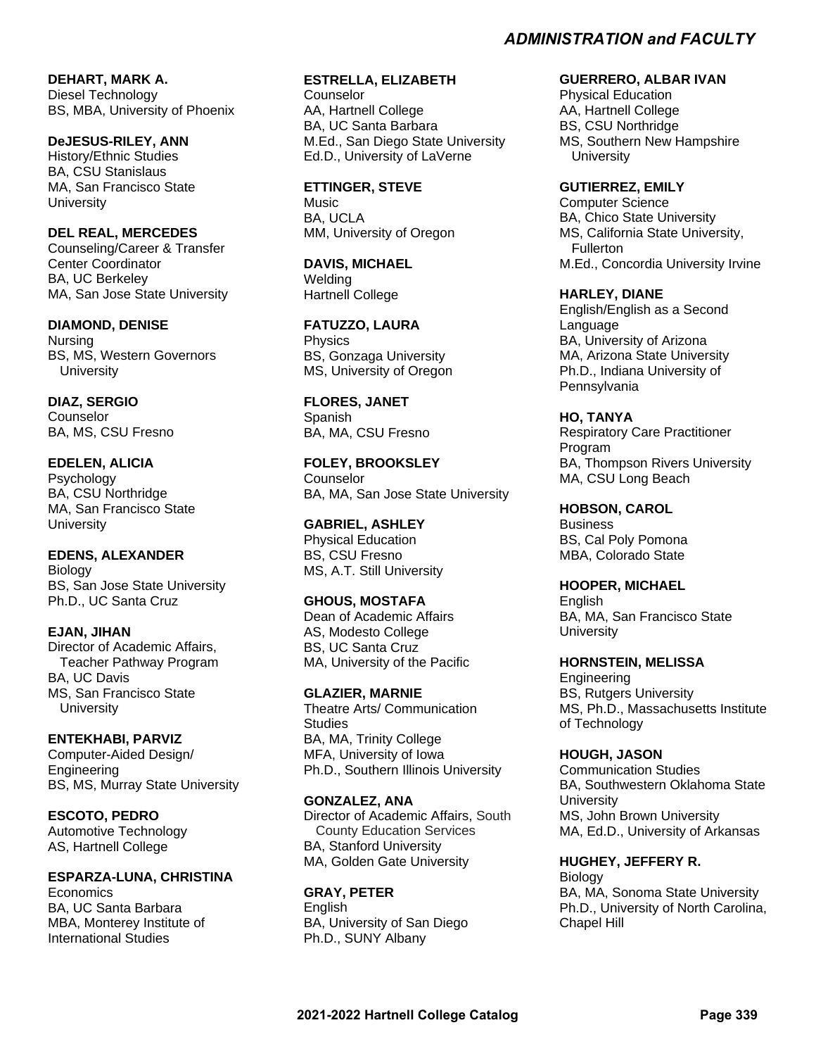**DEHART, MARK A.**
Diesel Technology
BS, MBA, University of Phoenix

**DeJESUS-RILEY, ANN**
History/Ethnic Studies
BA, CSU Stanislaus
MA, San Francisco State University

**DEL REAL, MERCEDES**
Counseling/Career & Transfer Center Coordinator
BA, UC Berkeley
MA, San Jose State University

**DIAMOND, DENISE**
Nursing
BS, MS, Western Governors University

**DIAZ, SERGIO**
Counselor
BA, MS, CSU Fresno

**EDELEN, ALICIA**
Psychology
BA, CSU Northridge
MA, San Francisco State University

**EDENS, ALEXANDER**
Biology
BS, San Jose State University
Ph.D., UC Santa Cruz

**EJAN, JIHAN**
Director of Academic Affairs, Teacher Pathway Program
BA, UC Davis
MS, San Francisco State University

**ENTEKHABI, PARVIZ**
Computer-Aided Design/ Engineering
BS, MS, Murray State University

**ESCOTO, PEDRO**
Automotive Technology
AS, Hartnell College

**ESPARZA-LUNA, CHRISTINA**
Economics
BA, UC Santa Barbara
MBA, Monterey Institute of International Studies

**ESTRELLA, ELIZABETH**
Counselor
AA, Hartnell College
BA, UC Santa Barbara
M.Ed., San Diego State University
Ed.D., University of LaVerne

**ETTINGER, STEVE**
Music
BA, UCLA
MM, University of Oregon

**DAVIS, MICHAEL**
Welding
Hartnell College

**FATUZZO, LAURA**
Physics
BS, Gonzaga University
MS, University of Oregon

**FLORES, JANET**
Spanish
BA, MA, CSU Fresno

**FOLEY, BROOKSLEY**
Counselor
BA, MA, San Jose State University

**GABRIEL, ASHLEY**
Physical Education
BS, CSU Fresno
MS, A.T. Still University

**GHOUS, MOSTAFA**
Dean of Academic Affairs
AS, Modesto College
BS, UC Santa Cruz
MA, University of the Pacific

**GLAZIER, MARNIE**
Theatre Arts/ Communication Studies
BA, MA, Trinity College
MFA, University of Iowa
Ph.D., Southern Illinois University

**GONZALEZ, ANA**
Director of Academic Affairs, South County Education Services
BA, Stanford University
MA, Golden Gate University

**GRAY, PETER**
English
BA, University of San Diego
Ph.D., SUNY Albany

**GUERRERO, ALBAR IVAN**
Physical Education
AA, Hartnell College
BS, CSU Northridge
MS, Southern New Hampshire University

**GUTIERREZ, EMILY**
Computer Science
BA, Chico State University
MS, California State University, Fullerton
M.Ed., Concordia University Irvine

**HARLEY, DIANE**
English/English as a Second Language
BA, University of Arizona
MA, Arizona State University
Ph.D., Indiana University of Pennsylvania

**HO, TANYA**
Respiratory Care Practitioner Program
BA, Thompson Rivers University
MA, CSU Long Beach

**HOBSON, CAROL**
Business
BS, Cal Poly Pomona
MBA, Colorado State

**HOOPER, MICHAEL**
English
BA, MA, San Francisco State University

**HORNSTEIN, MELISSA**
Engineering
BS, Rutgers University
MS, Ph.D., Massachusetts Institute of Technology

**HOUGH, JASON**
Communication Studies
BA, Southwestern Oklahoma State University
MS, John Brown University
MA, Ed.D., University of Arkansas

**HUGHEY, JEFFERY R.**
Biology
BA, MA, Sonoma State University
Ph.D., University of North Carolina, Chapel Hill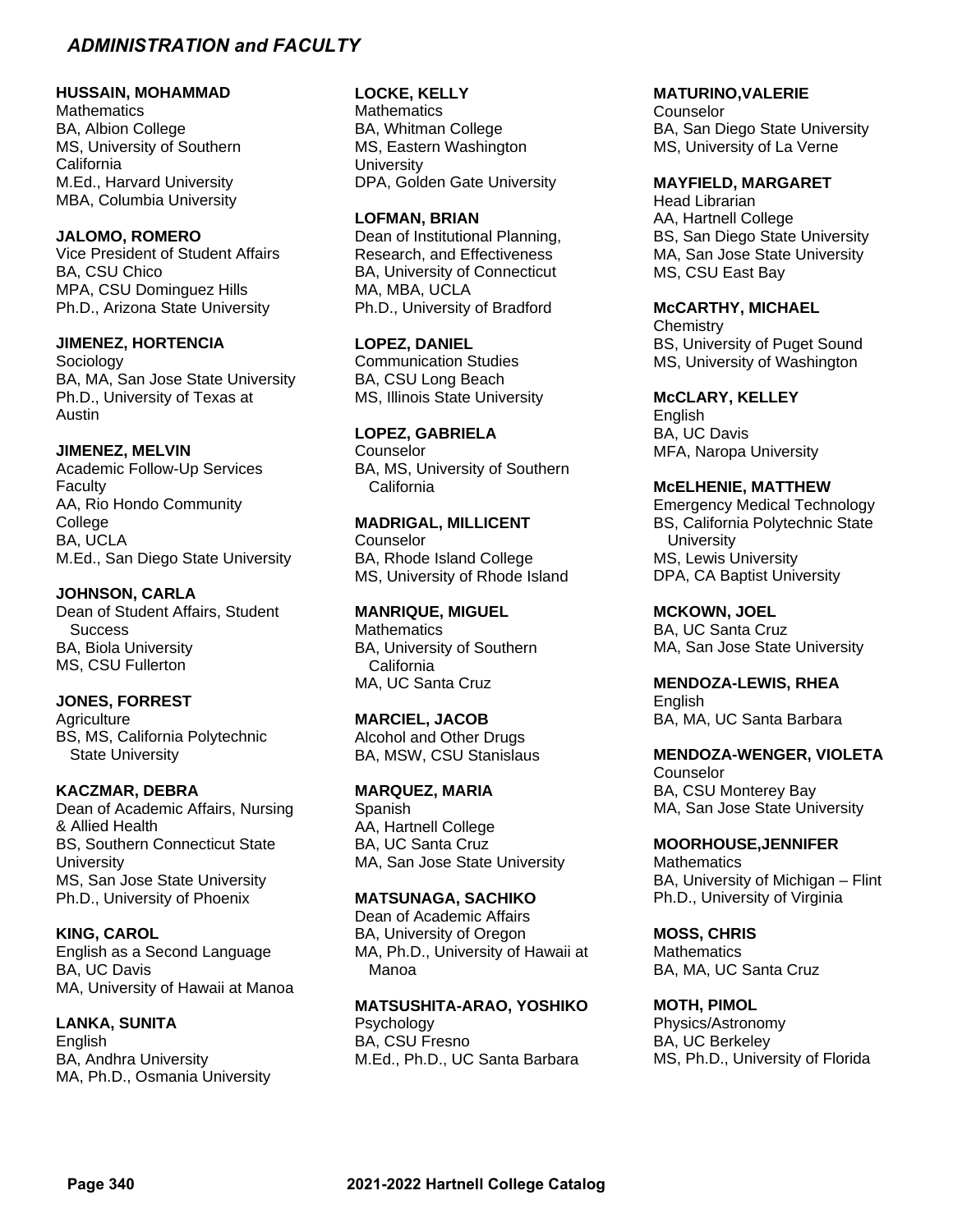## ADMINISTRATION and FACULTY

**HUSSAIN, MOHAMMAD**
Mathematics
BA, Albion College
MS, University of Southern California
M.Ed., Harvard University
MBA, Columbia University

**JALOMO, ROMERO**
Vice President of Student Affairs
BA, CSU Chico
MPA, CSU Dominguez Hills
Ph.D., Arizona State University

**JIMENEZ, HORTENCIA**
Sociology
BA, MA, San Jose State University
Ph.D., University of Texas at Austin

**JIMENEZ, MELVIN**
Academic Follow-Up Services Faculty
AA, Rio Hondo Community College
BA, UCLA
M.Ed., San Diego State University

**JOHNSON, CARLA**
Dean of Student Affairs, Student Success
BA, Biola University
MS, CSU Fullerton

**JONES, FORREST**
Agriculture
BS, MS, California Polytechnic State University

**KACZMAR, DEBRA**
Dean of Academic Affairs, Nursing & Allied Health
BS, Southern Connecticut State University
MS, San Jose State University
Ph.D., University of Phoenix

**KING, CAROL**
English as a Second Language
BA, UC Davis
MA, University of Hawaii at Manoa

**LANKA, SUNITA**
English
BA, Andhra University
MA, Ph.D., Osmania University

**LOCKE, KELLY**
Mathematics
BA, Whitman College
MS, Eastern Washington University
DPA, Golden Gate University

**LOFMAN, BRIAN**
Dean of Institutional Planning, Research, and Effectiveness
BA, University of Connecticut
MA, MBA, UCLA
Ph.D., University of Bradford

**LOPEZ, DANIEL**
Communication Studies
BA, CSU Long Beach
MS, Illinois State University

**LOPEZ, GABRIELA**
Counselor
BA, MS, University of Southern California

**MADRIGAL, MILLICENT**
Counselor
BA, Rhode Island College
MS, University of Rhode Island

**MANRIQUE, MIGUEL**
Mathematics
BA, University of Southern California
MA, UC Santa Cruz

**MARCIEL, JACOB**
Alcohol and Other Drugs
BA, MSW, CSU Stanislaus

**MARQUEZ, MARIA**
Spanish
AA, Hartnell College
BA, UC Santa Cruz
MA, San Jose State University

**MATSUNAGA, SACHIKO**
Dean of Academic Affairs
BA, University of Oregon
MA, Ph.D., University of Hawaii at Manoa

**MATSUSHITA-ARAO, YOSHIKO**
Psychology
BA, CSU Fresno
M.Ed., Ph.D., UC Santa Barbara

**MATURINO,VALERIE**
Counselor
BA, San Diego State University
MS, University of La Verne

**MAYFIELD, MARGARET**
Head Librarian
AA, Hartnell College
BS, San Diego State University
MA, San Jose State University
MS, CSU East Bay

**McCARTHY, MICHAEL**
Chemistry
BS, University of Puget Sound
MS, University of Washington

**McCLARY, KELLEY**
English
BA, UC Davis
MFA, Naropa University

**McELHENIE, MATTHEW**
Emergency Medical Technology
BS, California Polytechnic State University
MS, Lewis University
DPA, CA Baptist University

**MCKOWN, JOEL**
BA, UC Santa Cruz
MA, San Jose State University

**MENDOZA-LEWIS, RHEA**
English
BA, MA, UC Santa Barbara

**MENDOZA-WENGER, VIOLETA**
Counselor
BA, CSU Monterey Bay
MA, San Jose State University

**MOORHOUSE,JENNIFER**
Mathematics
BA, University of Michigan – Flint
Ph.D., University of Virginia

**MOSS, CHRIS**
Mathematics
BA, MA, UC Santa Cruz

**MOTH, PIMOL**
Physics/Astronomy
BA, UC Berkeley
MS, Ph.D., University of Florida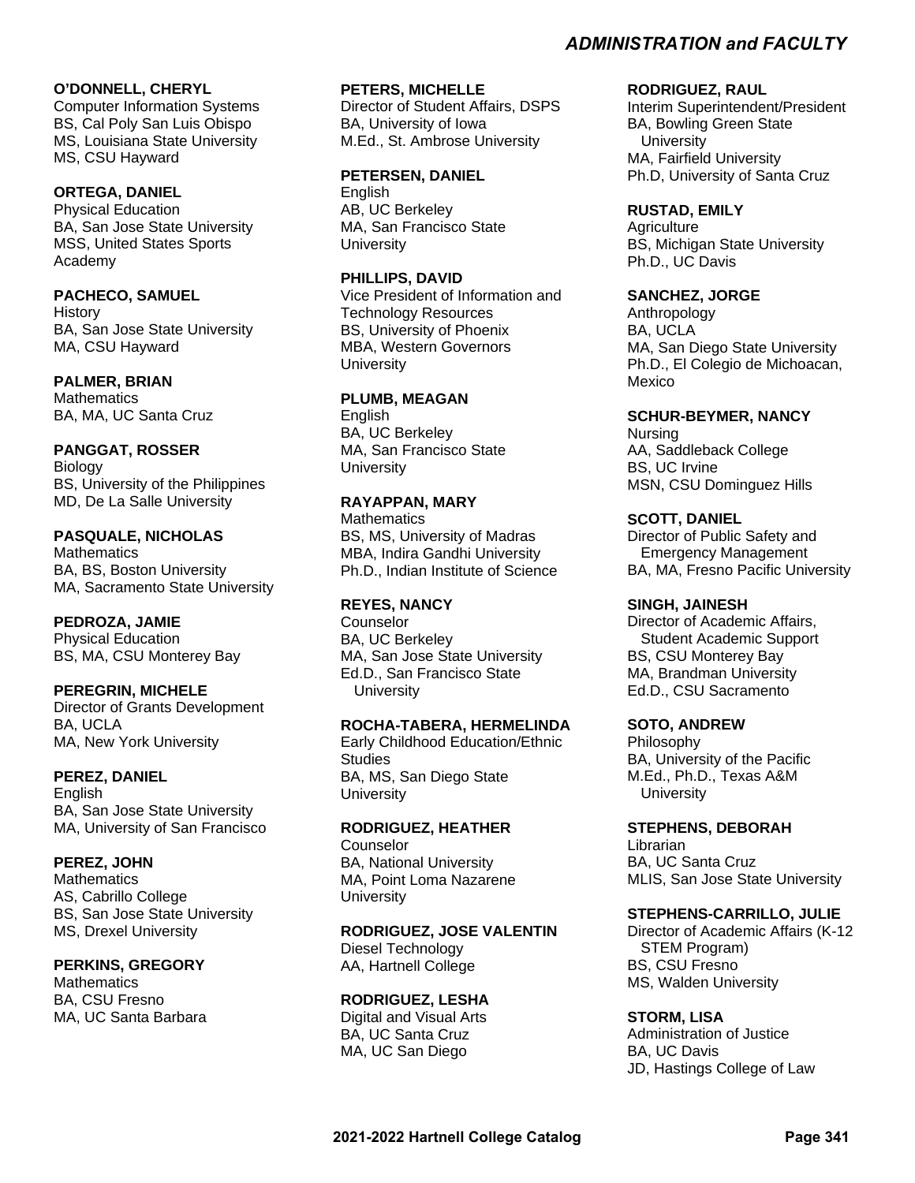**O'DONNELL, CHERYL**
Computer Information Systems
BS, Cal Poly San Luis Obispo
MS, Louisiana State University
MS, CSU Hayward

**ORTEGA, DANIEL**
Physical Education
BA, San Jose State University
MSS, United States Sports Academy

**PACHECO, SAMUEL**
History
BA, San Jose State University
MA, CSU Hayward

**PALMER, BRIAN**
Mathematics
BA, MA, UC Santa Cruz

**PANGGAT, ROSSER**
Biology
BS, University of the Philippines
MD, De La Salle University

**PASQUALE, NICHOLAS**
Mathematics
BA, BS, Boston University
MA, Sacramento State University

**PEDROZA, JAMIE**
Physical Education
BS, MA, CSU Monterey Bay

**PEREGRIN, MICHELE**
Director of Grants Development
BA, UCLA
MA, New York University

**PEREZ, DANIEL**
English
BA, San Jose State University
MA, University of San Francisco

**PEREZ, JOHN**
Mathematics
AS, Cabrillo College
BS, San Jose State University
MS, Drexel University

**PERKINS, GREGORY**
Mathematics
BA, CSU Fresno
MA, UC Santa Barbara

**PETERS, MICHELLE**
Director of Student Affairs, DSPS
BA, University of Iowa
M.Ed., St. Ambrose University

**PETERSEN, DANIEL**
English
AB, UC Berkeley
MA, San Francisco State University

**PHILLIPS, DAVID**
Vice President of Information and Technology Resources
BS, University of Phoenix
MBA, Western Governors University

**PLUMB, MEAGAN**
English
BA, UC Berkeley
MA, San Francisco State University

**RAYAPPAN, MARY**
Mathematics
BS, MS, University of Madras
MBA, Indira Gandhi University
Ph.D., Indian Institute of Science

**REYES, NANCY**
Counselor
BA, UC Berkeley
MA, San Jose State University
Ed.D., San Francisco State University

**ROCHA-TABERA, HERMELINDA**
Early Childhood Education/Ethnic Studies
BA, MS, San Diego State University

**RODRIGUEZ, HEATHER**
Counselor
BA, National University
MA, Point Loma Nazarene University

**RODRIGUEZ, JOSE VALENTIN**
Diesel Technology
AA, Hartnell College

**RODRIGUEZ, LESHA**
Digital and Visual Arts
BA, UC Santa Cruz
MA, UC San Diego

**RODRIGUEZ, RAUL**
Interim Superintendent/President
BA, Bowling Green State University
MA, Fairfield University
Ph.D, University of Santa Cruz

**RUSTAD, EMILY**
Agriculture
BS, Michigan State University
Ph.D., UC Davis

**SANCHEZ, JORGE**
Anthropology
BA, UCLA
MA, San Diego State University
Ph.D., El Colegio de Michoacan, Mexico

**SCHUR-BEYMER, NANCY**
Nursing
AA, Saddleback College
BS, UC Irvine
MSN, CSU Dominguez Hills

**SCOTT, DANIEL**
Director of Public Safety and Emergency Management
BA, MA, Fresno Pacific University

**SINGH, JAINESH**
Director of Academic Affairs, Student Academic Support
BS, CSU Monterey Bay
MA, Brandman University
Ed.D., CSU Sacramento

**SOTO, ANDREW**
Philosophy
BA, University of the Pacific
M.Ed., Ph.D., Texas A&M University

**STEPHENS, DEBORAH**
Librarian
BA, UC Santa Cruz
MLIS, San Jose State University

**STEPHENS-CARRILLO, JULIE**
Director of Academic Affairs (K-12 STEM Program)
BS, CSU Fresno
MS, Walden University

**STORM, LISA**
Administration of Justice
BA, UC Davis
JD, Hastings College of Law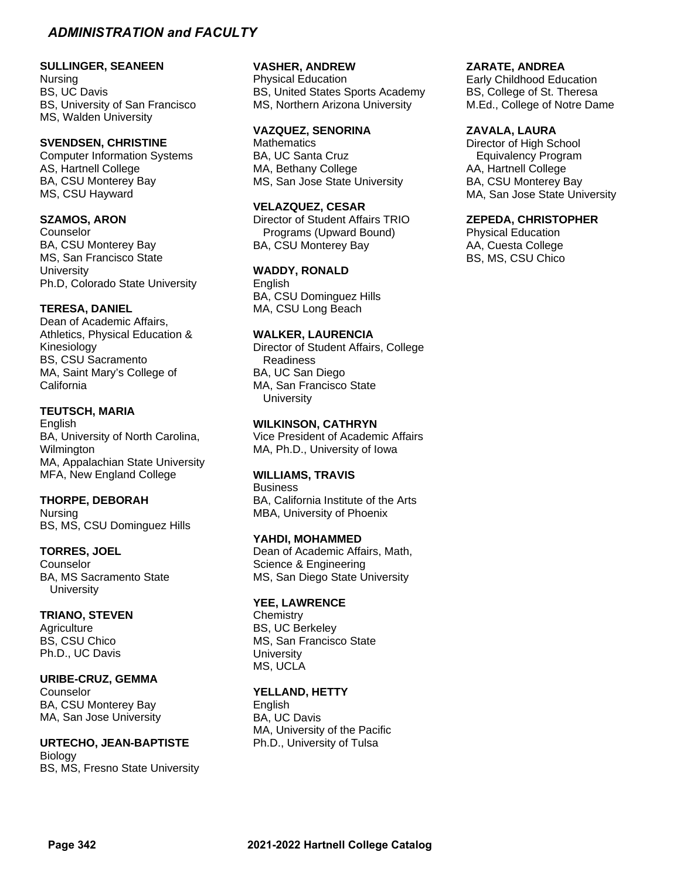## ADMINISTRATION and FACULTY

**SULLINGER, SEANEEN**
Nursing
BS, UC Davis
BS, University of San Francisco
MS, Walden University

**SVENDSEN, CHRISTINE**
Computer Information Systems
AS, Hartnell College
BA, CSU Monterey Bay
MS, CSU Hayward

**SZAMOS, ARON**
Counselor
BA, CSU Monterey Bay
MS, San Francisco State University
Ph.D, Colorado State University

**TERESA, DANIEL**
Dean of Academic Affairs, Athletics, Physical Education & Kinesiology
BS, CSU Sacramento
MA, Saint Mary's College of California

**TEUTSCH, MARIA**
English
BA, University of North Carolina, Wilmington
MA, Appalachian State University
MFA, New England College

**THORPE, DEBORAH**
Nursing
BS, MS, CSU Dominguez Hills

**TORRES, JOEL**
Counselor
BA, MS Sacramento State University

**TRIANO, STEVEN**
Agriculture
BS, CSU Chico
Ph.D., UC Davis

**URIBE-CRUZ, GEMMA**
Counselor
BA, CSU Monterey Bay
MA, San Jose University

**URTECHO, JEAN-BAPTISTE**
Biology
BS, MS, Fresno State University

**VASHER, ANDREW**
Physical Education
BS, United States Sports Academy
MS, Northern Arizona University

**VAZQUEZ, SENORINA**
Mathematics
BA, UC Santa Cruz
MA, Bethany College
MS, San Jose State University

**VELAZQUEZ, CESAR**
Director of Student Affairs TRIO Programs (Upward Bound)
BA, CSU Monterey Bay

**WADDY, RONALD**
English
BA, CSU Dominguez Hills
MA, CSU Long Beach

**WALKER, LAURENCIA**
Director of Student Affairs, College Readiness
BA, UC San Diego
MA, San Francisco State University

**WILKINSON, CATHRYN**
Vice President of Academic Affairs
MA, Ph.D., University of Iowa

**WILLIAMS, TRAVIS**
Business
BA, California Institute of the Arts
MBA, University of Phoenix

**YAHDI, MOHAMMED**
Dean of Academic Affairs, Math, Science & Engineering
MS, San Diego State University

**YEE, LAWRENCE**
Chemistry
BS, UC Berkeley
MS, San Francisco State University
MS, UCLA

**YELLAND, HETTY**
English
BA, UC Davis
MA, University of the Pacific
Ph.D., University of Tulsa

**ZARATE, ANDREA**
Early Childhood Education
BS, College of St. Theresa
M.Ed., College of Notre Dame

**ZAVALA, LAURA**
Director of High School Equivalency Program
AA, Hartnell College
BA, CSU Monterey Bay
MA, San Jose State University

**ZEPEDA, CHRISTOPHER**
Physical Education
AA, Cuesta College
BS, MS, CSU Chico